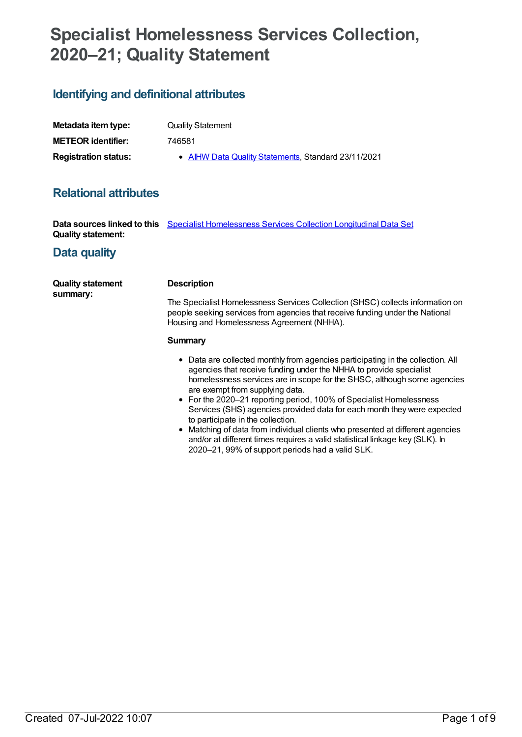# Specialist Homelessness Services Collection, 2020–21; Quality Statement

## Identifying and definitional attributes

| | |
|---|---|
| **Metadata item type:** | Quality Statement |
| **METEOR identifier:** | 746581 |
| **Registration status:** | • AIHW Data Quality Statements, Standard 23/11/2021 |

## Relational attributes

| | |
|---|---|
| **Data sources linked to this Quality statement:** | Specialist Homelessness Services Collection Longitudinal Data Set |

## Data quality

**Quality statement summary:**

**Description**

The Specialist Homelessness Services Collection (SHSC) collects information on people seeking services from agencies that receive funding under the National Housing and Homelessness Agreement (NHHA).

**Summary**

- Data are collected monthly from agencies participating in the collection. All agencies that receive funding under the NHHA to provide specialist homelessness services are in scope for the SHSC, although some agencies are exempt from supplying data.
- For the 2020–21 reporting period, 100% of Specialist Homelessness Services (SHS) agencies provided data for each month they were expected to participate in the collection.
- Matching of data from individual clients who presented at different agencies and/or at different times requires a valid statistical linkage key (SLK). In 2020–21, 99% of support periods had a valid SLK.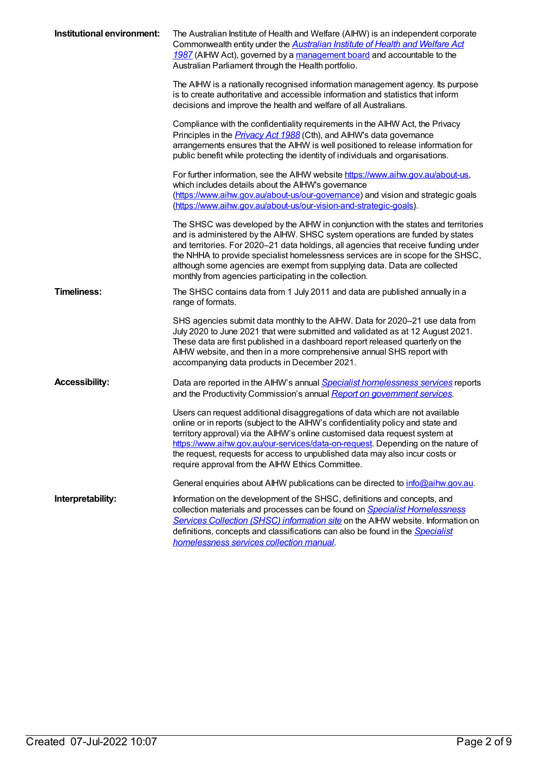**Institutional environment:**

The Australian Institute of Health and Welfare (AIHW) is an independent corporate Commonwealth entity under the *Australian Institute of Health and Welfare Act 1987* (AIHW Act), governed by a management board and accountable to the Australian Parliament through the Health portfolio.

The AIHW is a nationally recognised information management agency. Its purpose is to create authoritative and accessible information and statistics that inform decisions and improve the health and welfare of all Australians.

Compliance with the confidentiality requirements in the AIHW Act, the Privacy Principles in the *Privacy Act 1988* (Cth), and AIHW's data governance arrangements ensures that the AIHW is well positioned to release information for public benefit while protecting the identity of individuals and organisations.

For further information, see the AIHW website https://www.aihw.gov.au/about-us, which includes details about the AIHW's governance (https://www.aihw.gov.au/about-us/our-governance) and vision and strategic goals (https://www.aihw.gov.au/about-us/our-vision-and-strategic-goals).

The SHSC was developed by the AIHW in conjunction with the states and territories and is administered by the AIHW. SHSC system operations are funded by states and territories. For 2020–21 data holdings, all agencies that receive funding under the NHHA to provide specialist homelessness services are in scope for the SHSC, although some agencies are exempt from supplying data. Data are collected monthly from agencies participating in the collection.

**Timeliness:**

The SHSC contains data from 1 July 2011 and data are published annually in a range of formats.

SHS agencies submit data monthly to the AIHW. Data for 2020–21 use data from July 2020 to June 2021 that were submitted and validated as at 12 August 2021. These data are first published in a dashboard report released quarterly on the AIHW website, and then in a more comprehensive annual SHS report with accompanying data products in December 2021.

**Accessibility:**

Data are reported in the AIHW's annual *Specialist homelessness services* reports and the Productivity Commission's annual *Report on government services*.

Users can request additional disaggregations of data which are not available online or in reports (subject to the AIHW's confidentiality policy and state and territory approval) via the AIHW's online customised data request system at https://www.aihw.gov.au/our-services/data-on-request. Depending on the nature of the request, requests for access to unpublished data may also incur costs or require approval from the AIHW Ethics Committee.

General enquiries about AIHW publications can be directed to info@aihw.gov.au.

**Interpretability:**

Information on the development of the SHSC, definitions and concepts, and collection materials and processes can be found on *Specialist Homelessness Services Collection (SHSC) information site* on the AIHW website. Information on definitions, concepts and classifications can also be found in the *Specialist homelessness services collection manual*.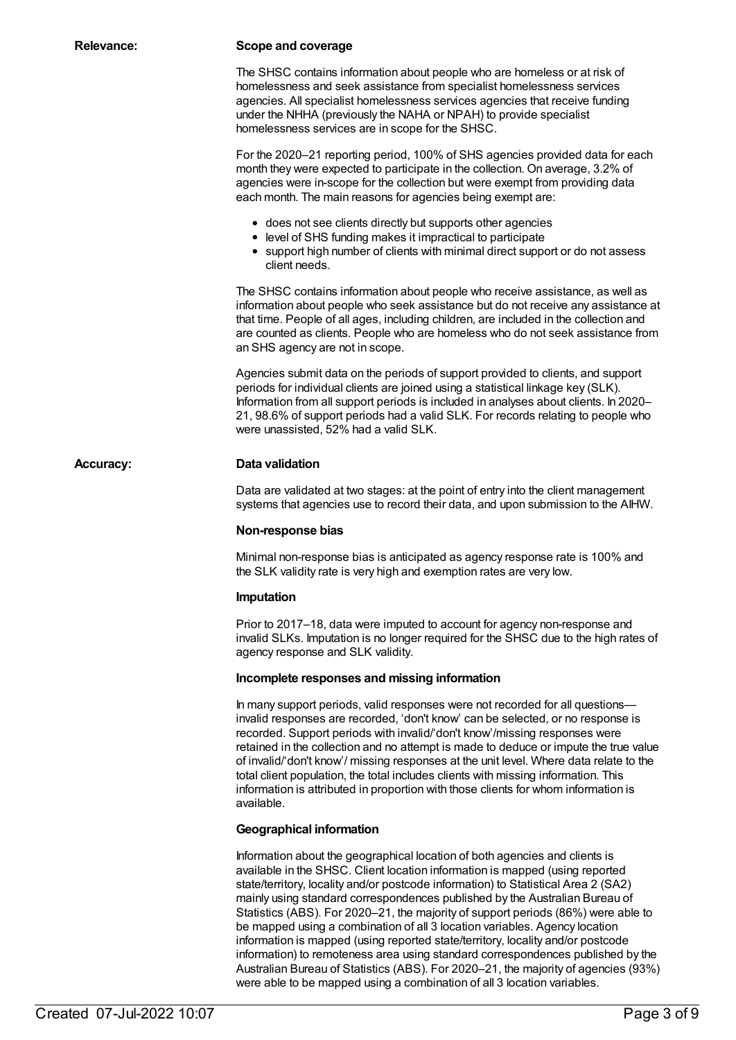**Relevance:**

### Scope and coverage

The SHSC contains information about people who are homeless or at risk of homelessness and seek assistance from specialist homelessness services agencies. All specialist homelessness services agencies that receive funding under the NHHA (previously the NAHA or NPAH) to provide specialist homelessness services are in scope for the SHSC.

For the 2020–21 reporting period, 100% of SHS agencies provided data for each month they were expected to participate in the collection. On average, 3.2% of agencies were in-scope for the collection but were exempt from providing data each month. The main reasons for agencies being exempt are:

- does not see clients directly but supports other agencies
- level of SHS funding makes it impractical to participate
- support high number of clients with minimal direct support or do not assess client needs.

The SHSC contains information about people who receive assistance, as well as information about people who seek assistance but do not receive any assistance at that time. People of all ages, including children, are included in the collection and are counted as clients. People who are homeless who do not seek assistance from an SHS agency are not in scope.

Agencies submit data on the periods of support provided to clients, and support periods for individual clients are joined using a statistical linkage key (SLK). Information from all support periods is included in analyses about clients. In 2020–21, 98.6% of support periods had a valid SLK. For records relating to people who were unassisted, 52% had a valid SLK.

**Accuracy:**

### Data validation

Data are validated at two stages: at the point of entry into the client management systems that agencies use to record their data, and upon submission to the AIHW.

### Non-response bias

Minimal non-response bias is anticipated as agency response rate is 100% and the SLK validity rate is very high and exemption rates are very low.

### Imputation

Prior to 2017–18, data were imputed to account for agency non-response and invalid SLKs. Imputation is no longer required for the SHSC due to the high rates of agency response and SLK validity.

### Incomplete responses and missing information

In many support periods, valid responses were not recorded for all questions—invalid responses are recorded, 'don't know' can be selected, or no response is recorded. Support periods with invalid/'don't know'/missing responses were retained in the collection and no attempt is made to deduce or impute the true value of invalid/'don't know'/ missing responses at the unit level. Where data relate to the total client population, the total includes clients with missing information. This information is attributed in proportion with those clients for whom information is available.

### Geographical information

Information about the geographical location of both agencies and clients is available in the SHSC. Client location information is mapped (using reported state/territory, locality and/or postcode information) to Statistical Area 2 (SA2) mainly using standard correspondences published by the Australian Bureau of Statistics (ABS). For 2020–21, the majority of support periods (86%) were able to be mapped using a combination of all 3 location variables. Agency location information is mapped (using reported state/territory, locality and/or postcode information) to remoteness area using standard correspondences published by the Australian Bureau of Statistics (ABS). For 2020–21, the majority of agencies (93%) were able to be mapped using a combination of all 3 location variables.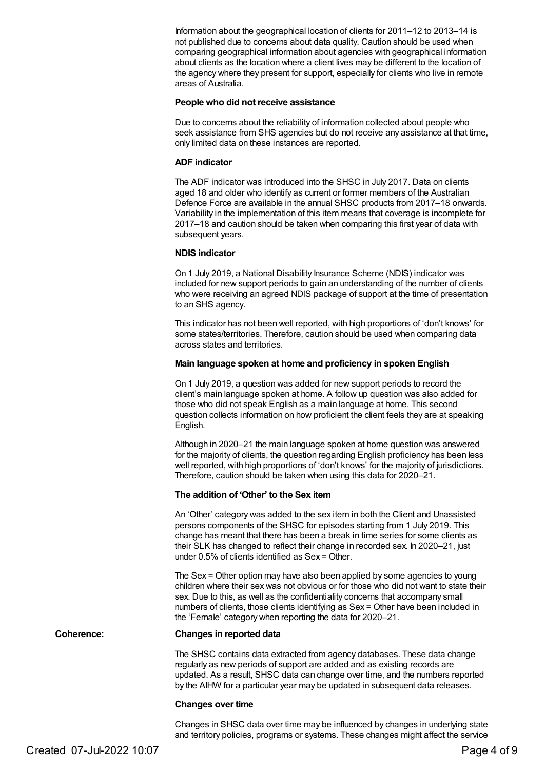Information about the geographical location of clients for 2011–12 to 2013–14 is not published due to concerns about data quality. Caution should be used when comparing geographical information about agencies with geographical information about clients as the location where a client lives may be different to the location of the agency where they present for support, especially for clients who live in remote areas of Australia.

**People who did not receive assistance**

Due to concerns about the reliability of information collected about people who seek assistance from SHS agencies but do not receive any assistance at that time, only limited data on these instances are reported.

**ADF indicator**

The ADF indicator was introduced into the SHSC in July 2017. Data on clients aged 18 and older who identify as current or former members of the Australian Defence Force are available in the annual SHSC products from 2017–18 onwards. Variability in the implementation of this item means that coverage is incomplete for 2017–18 and caution should be taken when comparing this first year of data with subsequent years.

**NDIS indicator**

On 1 July 2019, a National Disability Insurance Scheme (NDIS) indicator was included for new support periods to gain an understanding of the number of clients who were receiving an agreed NDIS package of support at the time of presentation to an SHS agency.

This indicator has not been well reported, with high proportions of 'don't knows' for some states/territories. Therefore, caution should be used when comparing data across states and territories.

**Main language spoken at home and proficiency in spoken English**

On 1 July 2019, a question was added for new support periods to record the client's main language spoken at home. A follow up question was also added for those who did not speak English as a main language at home. This second question collects information on how proficient the client feels they are at speaking English.

Although in 2020–21 the main language spoken at home question was answered for the majority of clients, the question regarding English proficiency has been less well reported, with high proportions of 'don't knows' for the majority of jurisdictions. Therefore, caution should be taken when using this data for 2020–21.

**The addition of 'Other' to the Sex item**

An 'Other' category was added to the sex item in both the Client and Unassisted persons components of the SHSC for episodes starting from 1 July 2019. This change has meant that there has been a break in time series for some clients as their SLK has changed to reflect their change in recorded sex. In 2020–21, just under 0.5% of clients identified as Sex = Other.

The Sex = Other option may have also been applied by some agencies to young children where their sex was not obvious or for those who did not want to state their sex. Due to this, as well as the confidentiality concerns that accompany small numbers of clients, those clients identifying as Sex = Other have been included in the 'Female' category when reporting the data for 2020–21.

**Coherence:**

**Changes in reported data**

The SHSC contains data extracted from agency databases. These data change regularly as new periods of support are added and as existing records are updated. As a result, SHSC data can change over time, and the numbers reported by the AIHW for a particular year may be updated in subsequent data releases.

**Changes over time**

Changes in SHSC data over time may be influenced by changes in underlying state and territory policies, programs or systems. These changes might affect the service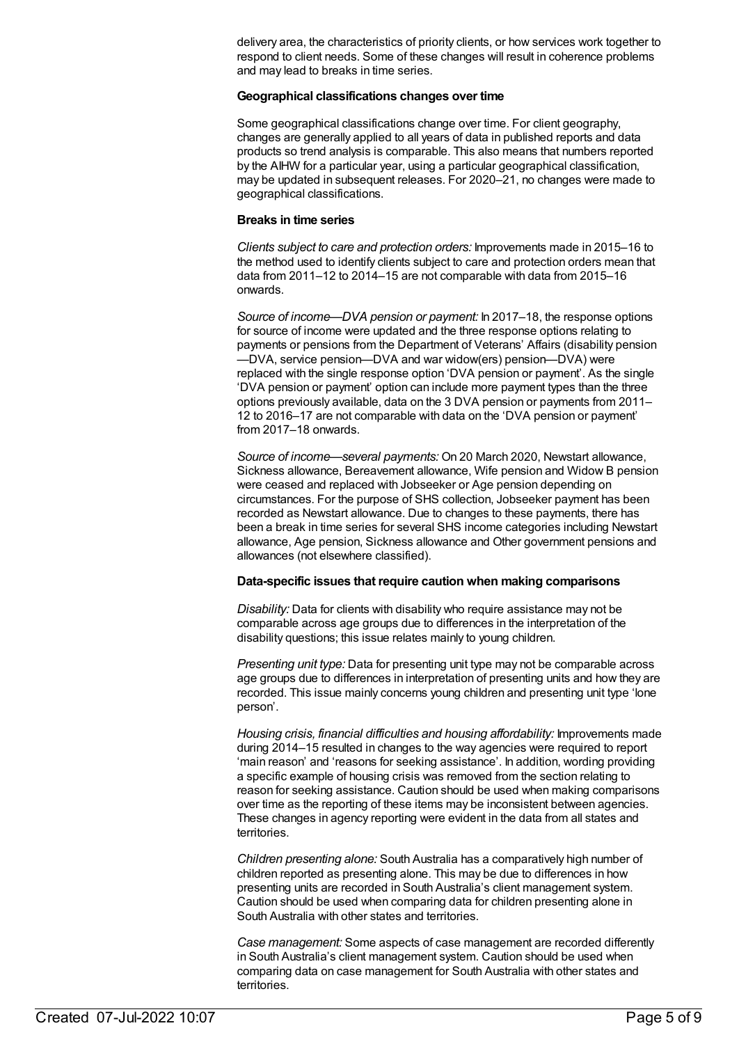delivery area, the characteristics of priority clients, or how services work together to respond to client needs. Some of these changes will result in coherence problems and may lead to breaks in time series.

**Geographical classifications changes over time**

Some geographical classifications change over time. For client geography, changes are generally applied to all years of data in published reports and data products so trend analysis is comparable. This also means that numbers reported by the AIHW for a particular year, using a particular geographical classification, may be updated in subsequent releases. For 2020–21, no changes were made to geographical classifications.

**Breaks in time series**

*Clients subject to care and protection orders:* Improvements made in 2015–16 to the method used to identify clients subject to care and protection orders mean that data from 2011–12 to 2014–15 are not comparable with data from 2015–16 onwards.

*Source of income—DVA pension or payment:* In 2017–18, the response options for source of income were updated and the three response options relating to payments or pensions from the Department of Veterans' Affairs (disability pension—DVA, service pension—DVA and war widow(ers) pension—DVA) were replaced with the single response option 'DVA pension or payment'. As the single 'DVA pension or payment' option can include more payment types than the three options previously available, data on the 3 DVA pension or payments from 2011–12 to 2016–17 are not comparable with data on the 'DVA pension or payment' from 2017–18 onwards.

*Source of income—several payments:* On 20 March 2020, Newstart allowance, Sickness allowance, Bereavement allowance, Wife pension and Widow B pension were ceased and replaced with Jobseeker or Age pension depending on circumstances. For the purpose of SHS collection, Jobseeker payment has been recorded as Newstart allowance. Due to changes to these payments, there has been a break in time series for several SHS income categories including Newstart allowance, Age pension, Sickness allowance and Other government pensions and allowances (not elsewhere classified).

**Data-specific issues that require caution when making comparisons**

*Disability:* Data for clients with disability who require assistance may not be comparable across age groups due to differences in the interpretation of the disability questions; this issue relates mainly to young children.

*Presenting unit type:* Data for presenting unit type may not be comparable across age groups due to differences in interpretation of presenting units and how they are recorded. This issue mainly concerns young children and presenting unit type 'lone person'.

*Housing crisis, financial difficulties and housing affordability:* Improvements made during 2014–15 resulted in changes to the way agencies were required to report 'main reason' and 'reasons for seeking assistance'. In addition, wording providing a specific example of housing crisis was removed from the section relating to reason for seeking assistance. Caution should be used when making comparisons over time as the reporting of these items may be inconsistent between agencies. These changes in agency reporting were evident in the data from all states and territories.

*Children presenting alone:* South Australia has a comparatively high number of children reported as presenting alone. This may be due to differences in how presenting units are recorded in South Australia's client management system. Caution should be used when comparing data for children presenting alone in South Australia with other states and territories.

*Case management:* Some aspects of case management are recorded differently in South Australia's client management system. Caution should be used when comparing data on case management for South Australia with other states and territories.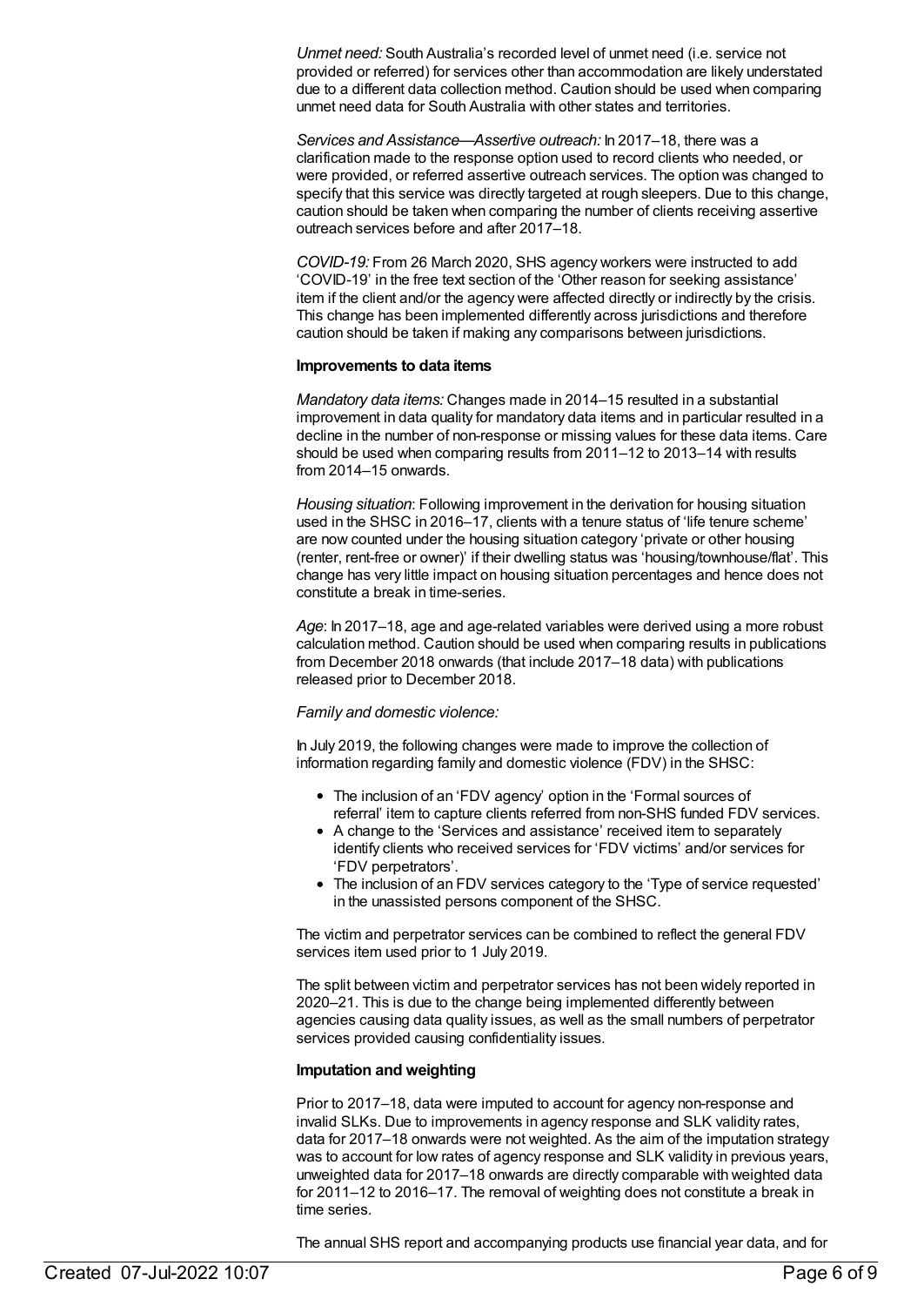*Unmet need:* South Australia's recorded level of unmet need (i.e. service not provided or referred) for services other than accommodation are likely understated due to a different data collection method. Caution should be used when comparing unmet need data for South Australia with other states and territories.

*Services and Assistance—Assertive outreach:* In 2017–18, there was a clarification made to the response option used to record clients who needed, or were provided, or referred assertive outreach services. The option was changed to specify that this service was directly targeted at rough sleepers. Due to this change, caution should be taken when comparing the number of clients receiving assertive outreach services before and after 2017–18.

*COVID-19:* From 26 March 2020, SHS agency workers were instructed to add 'COVID-19' in the free text section of the 'Other reason for seeking assistance' item if the client and/or the agency were affected directly or indirectly by the crisis. This change has been implemented differently across jurisdictions and therefore caution should be taken if making any comparisons between jurisdictions.

**Improvements to data items**

*Mandatory data items:* Changes made in 2014–15 resulted in a substantial improvement in data quality for mandatory data items and in particular resulted in a decline in the number of non-response or missing values for these data items. Care should be used when comparing results from 2011–12 to 2013–14 with results from 2014–15 onwards.

*Housing situation*: Following improvement in the derivation for housing situation used in the SHSC in 2016–17, clients with a tenure status of 'life tenure scheme' are now counted under the housing situation category 'private or other housing (renter, rent-free or owner)' if their dwelling status was 'housing/townhouse/flat'. This change has very little impact on housing situation percentages and hence does not constitute a break in time-series.

*Age*: In 2017–18, age and age-related variables were derived using a more robust calculation method. Caution should be used when comparing results in publications from December 2018 onwards (that include 2017–18 data) with publications released prior to December 2018.

*Family and domestic violence:*

In July 2019, the following changes were made to improve the collection of information regarding family and domestic violence (FDV) in the SHSC:

- The inclusion of an 'FDV agency' option in the 'Formal sources of referral' item to capture clients referred from non-SHS funded FDV services.
- A change to the 'Services and assistance' received item to separately identify clients who received services for 'FDV victims' and/or services for 'FDV perpetrators'.
- The inclusion of an FDV services category to the 'Type of service requested' in the unassisted persons component of the SHSC.

The victim and perpetrator services can be combined to reflect the general FDV services item used prior to 1 July 2019.

The split between victim and perpetrator services has not been widely reported in 2020–21. This is due to the change being implemented differently between agencies causing data quality issues, as well as the small numbers of perpetrator services provided causing confidentiality issues.

**Imputation and weighting**

Prior to 2017–18, data were imputed to account for agency non-response and invalid SLKs. Due to improvements in agency response and SLK validity rates, data for 2017–18 onwards were not weighted. As the aim of the imputation strategy was to account for low rates of agency response and SLK validity in previous years, unweighted data for 2017–18 onwards are directly comparable with weighted data for 2011–12 to 2016–17. The removal of weighting does not constitute a break in time series.

The annual SHS report and accompanying products use financial year data, and for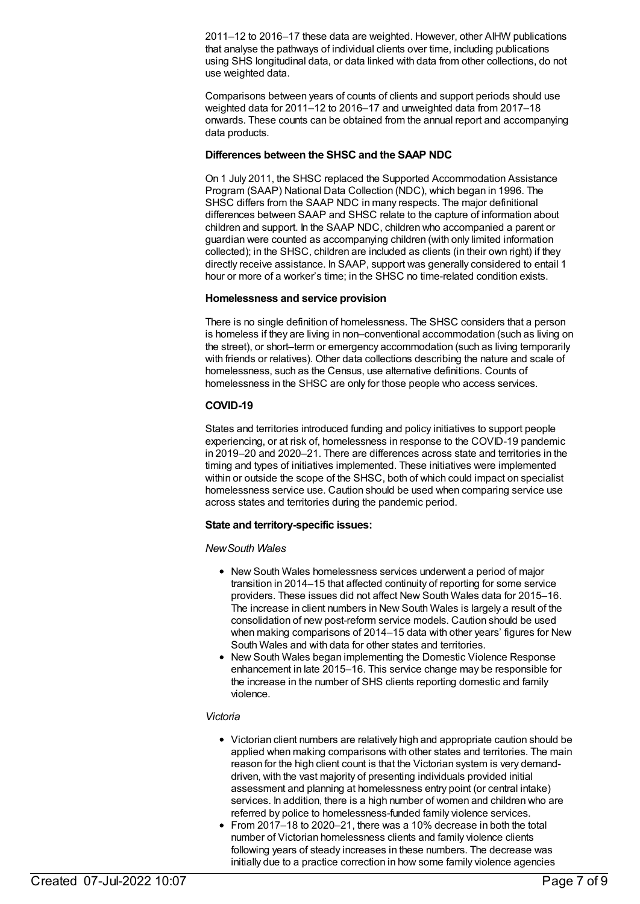2011–12 to 2016–17 these data are weighted. However, other AIHW publications that analyse the pathways of individual clients over time, including publications using SHS longitudinal data, or data linked with data from other collections, do not use weighted data.

Comparisons between years of counts of clients and support periods should use weighted data for 2011–12 to 2016–17 and unweighted data from 2017–18 onwards. These counts can be obtained from the annual report and accompanying data products.

**Differences between the SHSC and the SAAP NDC**

On 1 July 2011, the SHSC replaced the Supported Accommodation Assistance Program (SAAP) National Data Collection (NDC), which began in 1996. The SHSC differs from the SAAP NDC in many respects. The major definitional differences between SAAP and SHSC relate to the capture of information about children and support. In the SAAP NDC, children who accompanied a parent or guardian were counted as accompanying children (with only limited information collected); in the SHSC, children are included as clients (in their own right) if they directly receive assistance. In SAAP, support was generally considered to entail 1 hour or more of a worker's time; in the SHSC no time-related condition exists.

**Homelessness and service provision**

There is no single definition of homelessness. The SHSC considers that a person is homeless if they are living in non–conventional accommodation (such as living on the street), or short–term or emergency accommodation (such as living temporarily with friends or relatives). Other data collections describing the nature and scale of homelessness, such as the Census, use alternative definitions. Counts of homelessness in the SHSC are only for those people who access services.

**COVID-19**

States and territories introduced funding and policy initiatives to support people experiencing, or at risk of, homelessness in response to the COVID-19 pandemic in 2019–20 and 2020–21. There are differences across state and territories in the timing and types of initiatives implemented. These initiatives were implemented within or outside the scope of the SHSC, both of which could impact on specialist homelessness service use. Caution should be used when comparing service use across states and territories during the pandemic period.

**State and territory-specific issues:**

*New South Wales*

- New South Wales homelessness services underwent a period of major transition in 2014–15 that affected continuity of reporting for some service providers. These issues did not affect New South Wales data for 2015–16. The increase in client numbers in New South Wales is largely a result of the consolidation of new post-reform service models. Caution should be used when making comparisons of 2014–15 data with other years' figures for New South Wales and with data for other states and territories.
- New South Wales began implementing the Domestic Violence Response enhancement in late 2015–16. This service change may be responsible for the increase in the number of SHS clients reporting domestic and family violence.

*Victoria*

- Victorian client numbers are relatively high and appropriate caution should be applied when making comparisons with other states and territories. The main reason for the high client count is that the Victorian system is very demand-driven, with the vast majority of presenting individuals provided initial assessment and planning at homelessness entry point (or central intake) services. In addition, there is a high number of women and children who are referred by police to homelessness-funded family violence services.
- From 2017–18 to 2020–21, there was a 10% decrease in both the total number of Victorian homelessness clients and family violence clients following years of steady increases in these numbers. The decrease was initially due to a practice correction in how some family violence agencies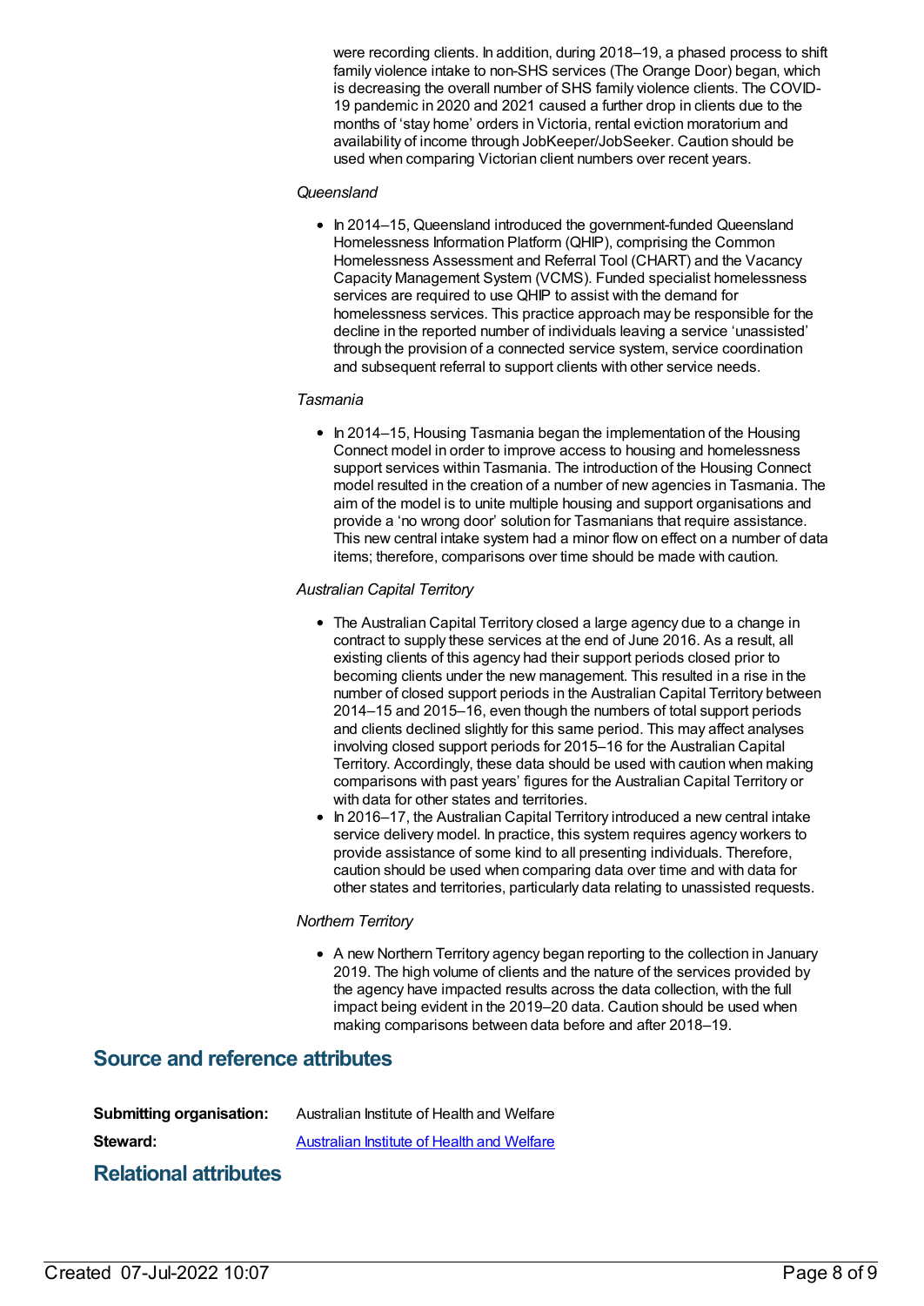were recording clients. In addition, during 2018–19, a phased process to shift family violence intake to non-SHS services (The Orange Door) began, which is decreasing the overall number of SHS family violence clients. The COVID-19 pandemic in 2020 and 2021 caused a further drop in clients due to the months of 'stay home' orders in Victoria, rental eviction moratorium and availability of income through JobKeeper/JobSeeker. Caution should be used when comparing Victorian client numbers over recent years.

*Queensland*

- In 2014–15, Queensland introduced the government-funded Queensland Homelessness Information Platform (QHIP), comprising the Common Homelessness Assessment and Referral Tool (CHART) and the Vacancy Capacity Management System (VCMS). Funded specialist homelessness services are required to use QHIP to assist with the demand for homelessness services. This practice approach may be responsible for the decline in the reported number of individuals leaving a service 'unassisted' through the provision of a connected service system, service coordination and subsequent referral to support clients with other service needs.

*Tasmania*

- In 2014–15, Housing Tasmania began the implementation of the Housing Connect model in order to improve access to housing and homelessness support services within Tasmania. The introduction of the Housing Connect model resulted in the creation of a number of new agencies in Tasmania. The aim of the model is to unite multiple housing and support organisations and provide a 'no wrong door' solution for Tasmanians that require assistance. This new central intake system had a minor flow on effect on a number of data items; therefore, comparisons over time should be made with caution.

*Australian Capital Territory*

- The Australian Capital Territory closed a large agency due to a change in contract to supply these services at the end of June 2016. As a result, all existing clients of this agency had their support periods closed prior to becoming clients under the new management. This resulted in a rise in the number of closed support periods in the Australian Capital Territory between 2014–15 and 2015–16, even though the numbers of total support periods and clients declined slightly for this same period. This may affect analyses involving closed support periods for 2015–16 for the Australian Capital Territory. Accordingly, these data should be used with caution when making comparisons with past years' figures for the Australian Capital Territory or with data for other states and territories.
- In 2016–17, the Australian Capital Territory introduced a new central intake service delivery model. In practice, this system requires agency workers to provide assistance of some kind to all presenting individuals. Therefore, caution should be used when comparing data over time and with data for other states and territories, particularly data relating to unassisted requests.

*Northern Territory*

- A new Northern Territory agency began reporting to the collection in January 2019. The high volume of clients and the nature of the services provided by the agency have impacted results across the data collection, with the full impact being evident in the 2019–20 data. Caution should be used when making comparisons between data before and after 2018–19.

## Source and reference attributes

**Submitting organisation:** Australian Institute of Health and Welfare

**Steward:** Australian Institute of Health and Welfare

## Relational attributes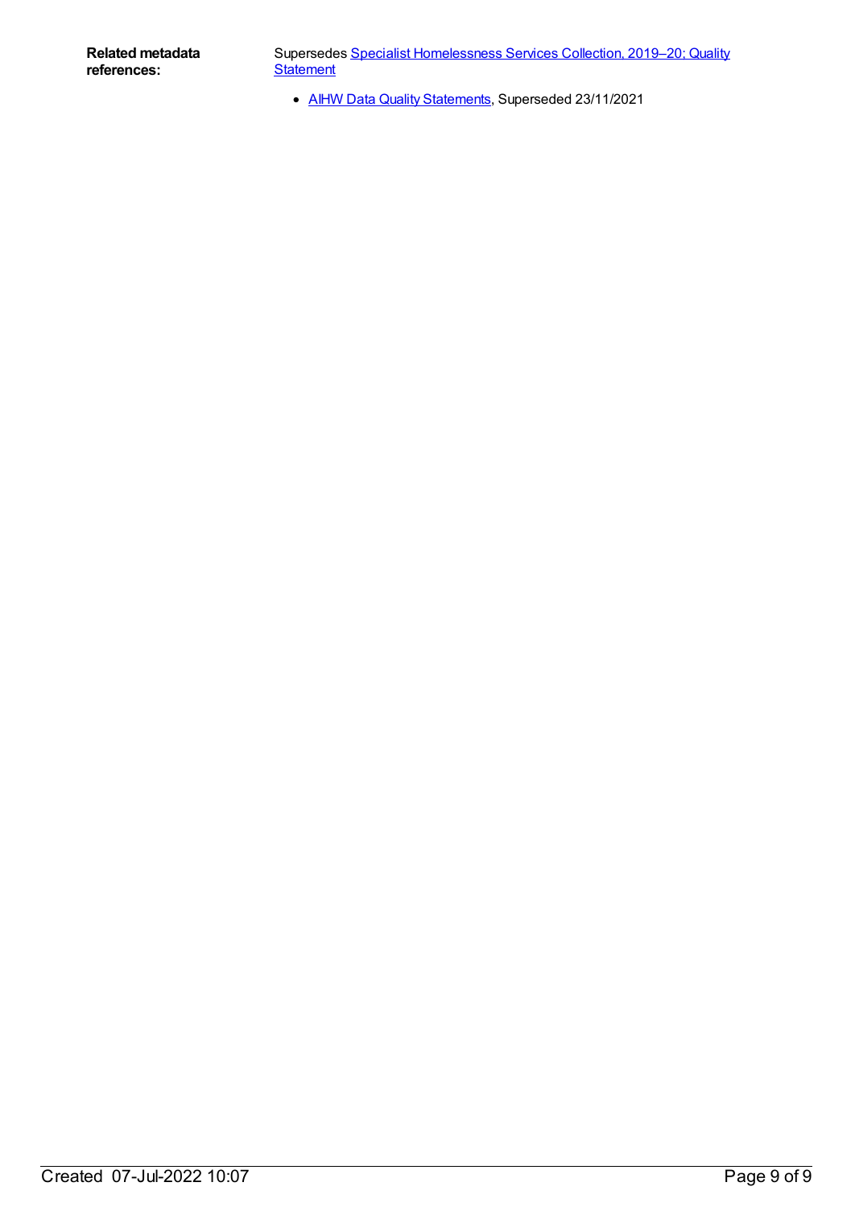**Related metadata references:**

Supersedes Specialist Homelessness Services Collection, 2019–20; Quality Statement

- AIHW Data Quality Statements, Superseded 23/11/2021